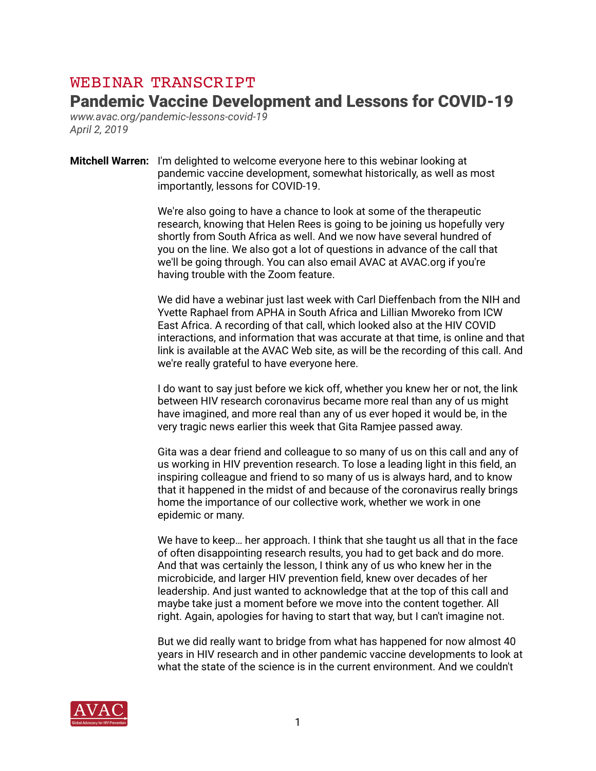# WEBINAR TRANSCRIPT

## Pandemic Vaccine Development and Lessons for COVID-19

*www.avac.org/pandemic-lessons-covid-19*
*April 2, 2019*

**Mitchell Warren:** I'm delighted to welcome everyone here to this webinar looking at pandemic vaccine development, somewhat historically, as well as most importantly, lessons for COVID-19.

We're also going to have a chance to look at some of the therapeutic research, knowing that Helen Rees is going to be joining us hopefully very shortly from South Africa as well. And we now have several hundred of you on the line. We also got a lot of questions in advance of the call that we'll be going through. You can also email AVAC at AVAC.org if you're having trouble with the Zoom feature.

We did have a webinar just last week with Carl Dieffenbach from the NIH and Yvette Raphael from APHA in South Africa and Lillian Mworeko from ICW East Africa. A recording of that call, which looked also at the HIV COVID interactions, and information that was accurate at that time, is online and that link is available at the AVAC Web site, as will be the recording of this call. And we're really grateful to have everyone here.

I do want to say just before we kick off, whether you knew her or not, the link between HIV research coronavirus became more real than any of us might have imagined, and more real than any of us ever hoped it would be, in the very tragic news earlier this week that Gita Ramjee passed away.

Gita was a dear friend and colleague to so many of us on this call and any of us working in HIV prevention research. To lose a leading light in this field, an inspiring colleague and friend to so many of us is always hard, and to know that it happened in the midst of and because of the coronavirus really brings home the importance of our collective work, whether we work in one epidemic or many.

We have to keep… her approach. I think that she taught us all that in the face of often disappointing research results, you had to get back and do more. And that was certainly the lesson, I think any of us who knew her in the microbicide, and larger HIV prevention field, knew over decades of her leadership. And just wanted to acknowledge that at the top of this call and maybe take just a moment before we move into the content together. All right. Again, apologies for having to start that way, but I can't imagine not.

But we did really want to bridge from what has happened for now almost 40 years in HIV research and in other pandemic vaccine developments to look at what the state of the science is in the current environment. And we couldn't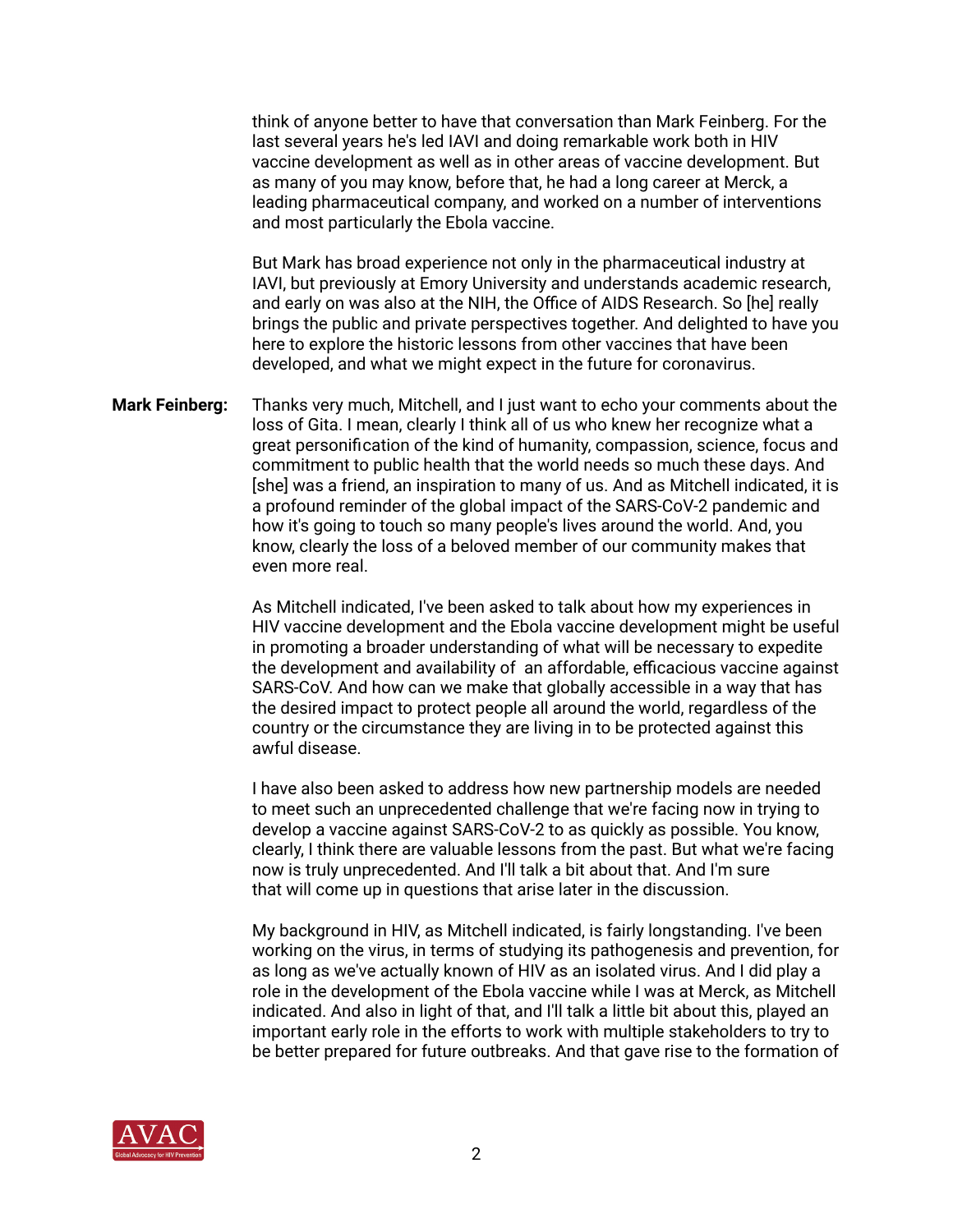think of anyone better to have that conversation than Mark Feinberg. For the last several years he's led IAVI and doing remarkable work both in HIV vaccine development as well as in other areas of vaccine development. But as many of you may know, before that, he had a long career at Merck, a leading pharmaceutical company, and worked on a number of interventions and most particularly the Ebola vaccine.

But Mark has broad experience not only in the pharmaceutical industry at IAVI, but previously at Emory University and understands academic research, and early on was also at the NIH, the Office of AIDS Research. So [he] really brings the public and private perspectives together. And delighted to have you here to explore the historic lessons from other vaccines that have been developed, and what we might expect in the future for coronavirus.

**Mark Feinberg:** Thanks very much, Mitchell, and I just want to echo your comments about the loss of Gita. I mean, clearly I think all of us who knew her recognize what a great personification of the kind of humanity, compassion, science, focus and commitment to public health that the world needs so much these days. And [she] was a friend, an inspiration to many of us. And as Mitchell indicated, it is a profound reminder of the global impact of the SARS-CoV-2 pandemic and how it's going to touch so many people's lives around the world. And, you know, clearly the loss of a beloved member of our community makes that even more real.

As Mitchell indicated, I've been asked to talk about how my experiences in HIV vaccine development and the Ebola vaccine development might be useful in promoting a broader understanding of what will be necessary to expedite the development and availability of an affordable, efficacious vaccine against SARS-CoV. And how can we make that globally accessible in a way that has the desired impact to protect people all around the world, regardless of the country or the circumstance they are living in to be protected against this awful disease.

I have also been asked to address how new partnership models are needed to meet such an unprecedented challenge that we're facing now in trying to develop a vaccine against SARS-CoV-2 to as quickly as possible. You know, clearly, I think there are valuable lessons from the past. But what we're facing now is truly unprecedented. And I'll talk a bit about that. And I'm sure that will come up in questions that arise later in the discussion.

My background in HIV, as Mitchell indicated, is fairly longstanding. I've been working on the virus, in terms of studying its pathogenesis and prevention, for as long as we've actually known of HIV as an isolated virus. And I did play a role in the development of the Ebola vaccine while I was at Merck, as Mitchell indicated. And also in light of that, and I'll talk a little bit about this, played an important early role in the efforts to work with multiple stakeholders to try to be better prepared for future outbreaks. And that gave rise to the formation of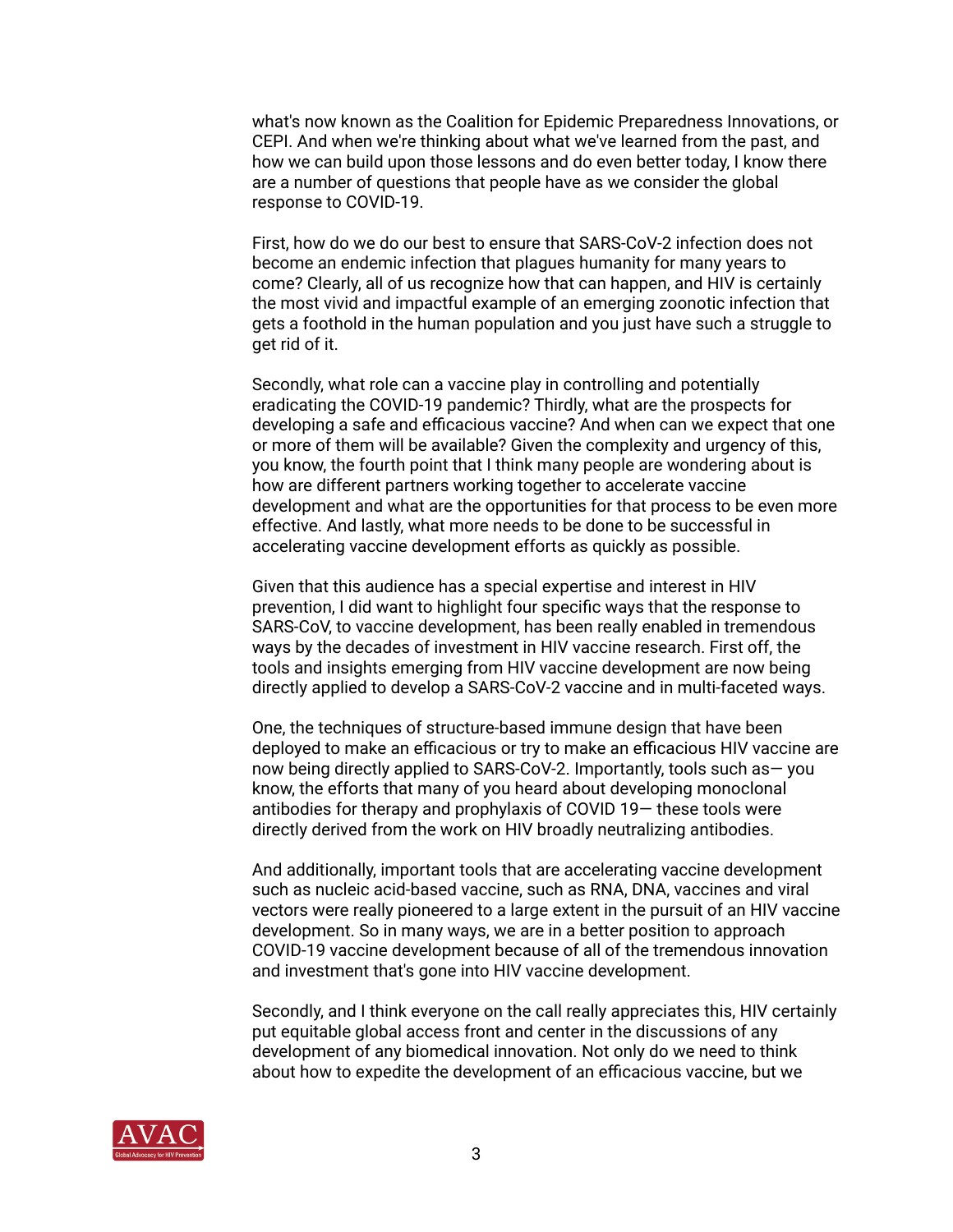what's now known as the Coalition for Epidemic Preparedness Innovations, or CEPI. And when we're thinking about what we've learned from the past, and how we can build upon those lessons and do even better today, I know there are a number of questions that people have as we consider the global response to COVID-19.

First, how do we do our best to ensure that SARS-CoV-2 infection does not become an endemic infection that plagues humanity for many years to come? Clearly, all of us recognize how that can happen, and HIV is certainly the most vivid and impactful example of an emerging zoonotic infection that gets a foothold in the human population and you just have such a struggle to get rid of it.

Secondly, what role can a vaccine play in controlling and potentially eradicating the COVID-19 pandemic? Thirdly, what are the prospects for developing a safe and efficacious vaccine? And when can we expect that one or more of them will be available? Given the complexity and urgency of this, you know, the fourth point that I think many people are wondering about is how are different partners working together to accelerate vaccine development and what are the opportunities for that process to be even more effective. And lastly, what more needs to be done to be successful in accelerating vaccine development efforts as quickly as possible.

Given that this audience has a special expertise and interest in HIV prevention, I did want to highlight four specific ways that the response to SARS-CoV, to vaccine development, has been really enabled in tremendous ways by the decades of investment in HIV vaccine research. First off, the tools and insights emerging from HIV vaccine development are now being directly applied to develop a SARS-CoV-2 vaccine and in multi-faceted ways.

One, the techniques of structure-based immune design that have been deployed to make an efficacious or try to make an efficacious HIV vaccine are now being directly applied to SARS-CoV-2. Importantly, tools such as— you know, the efforts that many of you heard about developing monoclonal antibodies for therapy and prophylaxis of COVID 19— these tools were directly derived from the work on HIV broadly neutralizing antibodies.

And additionally, important tools that are accelerating vaccine development such as nucleic acid-based vaccine, such as RNA, DNA, vaccines and viral vectors were really pioneered to a large extent in the pursuit of an HIV vaccine development. So in many ways, we are in a better position to approach COVID-19 vaccine development because of all of the tremendous innovation and investment that's gone into HIV vaccine development.

Secondly, and I think everyone on the call really appreciates this, HIV certainly put equitable global access front and center in the discussions of any development of any biomedical innovation. Not only do we need to think about how to expedite the development of an efficacious vaccine, but we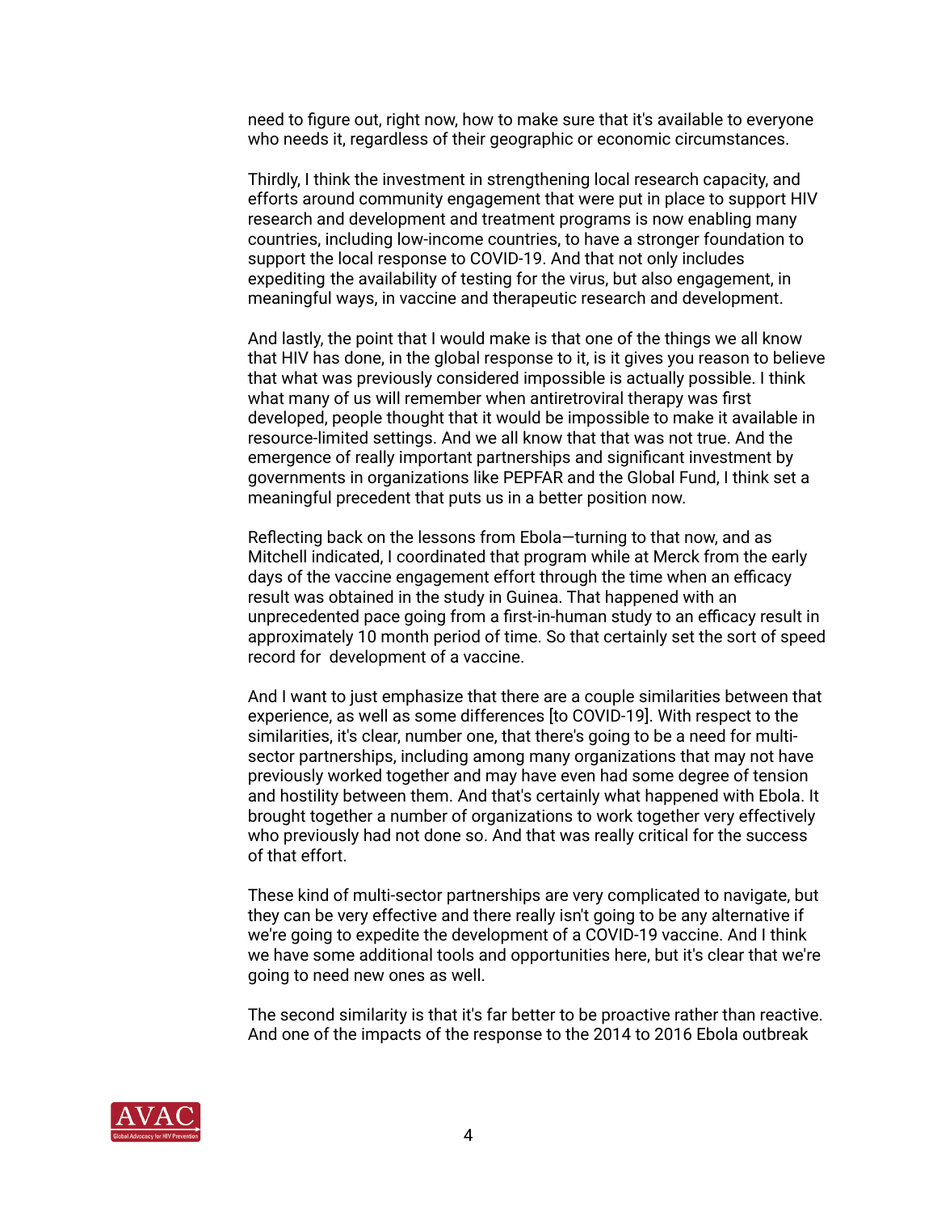need to figure out, right now, how to make sure that it's available to everyone who needs it, regardless of their geographic or economic circumstances.

Thirdly, I think the investment in strengthening local research capacity, and efforts around community engagement that were put in place to support HIV research and development and treatment programs is now enabling many countries, including low-income countries, to have a stronger foundation to support the local response to COVID-19. And that not only includes expediting the availability of testing for the virus, but also engagement, in meaningful ways, in vaccine and therapeutic research and development.

And lastly, the point that I would make is that one of the things we all know that HIV has done, in the global response to it, is it gives you reason to believe that what was previously considered impossible is actually possible. I think what many of us will remember when antiretroviral therapy was first developed, people thought that it would be impossible to make it available in resource-limited settings. And we all know that that was not true. And the emergence of really important partnerships and significant investment by governments in organizations like PEPFAR and the Global Fund, I think set a meaningful precedent that puts us in a better position now.

Reflecting back on the lessons from Ebola—turning to that now, and as Mitchell indicated, I coordinated that program while at Merck from the early days of the vaccine engagement effort through the time when an efficacy result was obtained in the study in Guinea. That happened with an unprecedented pace going from a first-in-human study to an efficacy result in approximately 10 month period of time. So that certainly set the sort of speed record for development of a vaccine.

And I want to just emphasize that there are a couple similarities between that experience, as well as some differences [to COVID-19]. With respect to the similarities, it's clear, number one, that there's going to be a need for multi-sector partnerships, including among many organizations that may not have previously worked together and may have even had some degree of tension and hostility between them. And that's certainly what happened with Ebola. It brought together a number of organizations to work together very effectively who previously had not done so. And that was really critical for the success of that effort.

These kind of multi-sector partnerships are very complicated to navigate, but they can be very effective and there really isn't going to be any alternative if we're going to expedite the development of a COVID-19 vaccine. And I think we have some additional tools and opportunities here, but it's clear that we're going to need new ones as well.

The second similarity is that it's far better to be proactive rather than reactive. And one of the impacts of the response to the 2014 to 2016 Ebola outbreak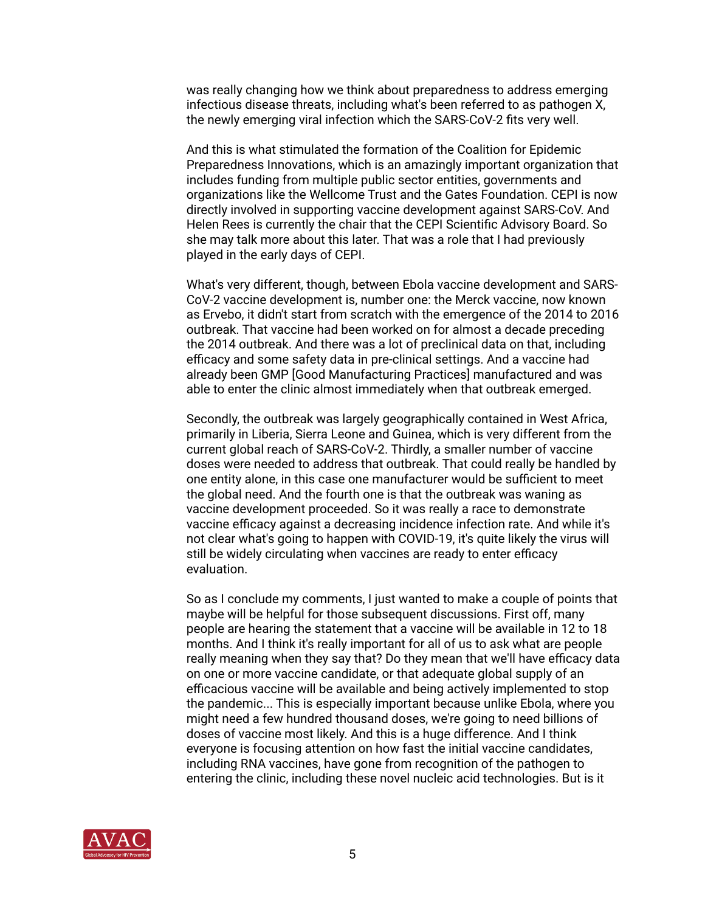was really changing how we think about preparedness to address emerging infectious disease threats, including what's been referred to as pathogen X, the newly emerging viral infection which the SARS-CoV-2 fits very well.

And this is what stimulated the formation of the Coalition for Epidemic Preparedness Innovations, which is an amazingly important organization that includes funding from multiple public sector entities, governments and organizations like the Wellcome Trust and the Gates Foundation. CEPI is now directly involved in supporting vaccine development against SARS-CoV. And Helen Rees is currently the chair that the CEPI Scientific Advisory Board. So she may talk more about this later. That was a role that I had previously played in the early days of CEPI.

What's very different, though, between Ebola vaccine development and SARS-CoV-2 vaccine development is, number one: the Merck vaccine, now known as Ervebo, it didn't start from scratch with the emergence of the 2014 to 2016 outbreak. That vaccine had been worked on for almost a decade preceding the 2014 outbreak. And there was a lot of preclinical data on that, including efficacy and some safety data in pre-clinical settings. And a vaccine had already been GMP [Good Manufacturing Practices] manufactured and was able to enter the clinic almost immediately when that outbreak emerged.

Secondly, the outbreak was largely geographically contained in West Africa, primarily in Liberia, Sierra Leone and Guinea, which is very different from the current global reach of SARS-CoV-2. Thirdly, a smaller number of vaccine doses were needed to address that outbreak. That could really be handled by one entity alone, in this case one manufacturer would be sufficient to meet the global need. And the fourth one is that the outbreak was waning as vaccine development proceeded. So it was really a race to demonstrate vaccine efficacy against a decreasing incidence infection rate. And while it's not clear what's going to happen with COVID-19, it's quite likely the virus will still be widely circulating when vaccines are ready to enter efficacy evaluation.

So as I conclude my comments, I just wanted to make a couple of points that maybe will be helpful for those subsequent discussions. First off, many people are hearing the statement that a vaccine will be available in 12 to 18 months. And I think it's really important for all of us to ask what are people really meaning when they say that? Do they mean that we'll have efficacy data on one or more vaccine candidate, or that adequate global supply of an efficacious vaccine will be available and being actively implemented to stop the pandemic... This is especially important because unlike Ebola, where you might need a few hundred thousand doses, we're going to need billions of doses of vaccine most likely. And this is a huge difference. And I think everyone is focusing attention on how fast the initial vaccine candidates, including RNA vaccines, have gone from recognition of the pathogen to entering the clinic, including these novel nucleic acid technologies. But is it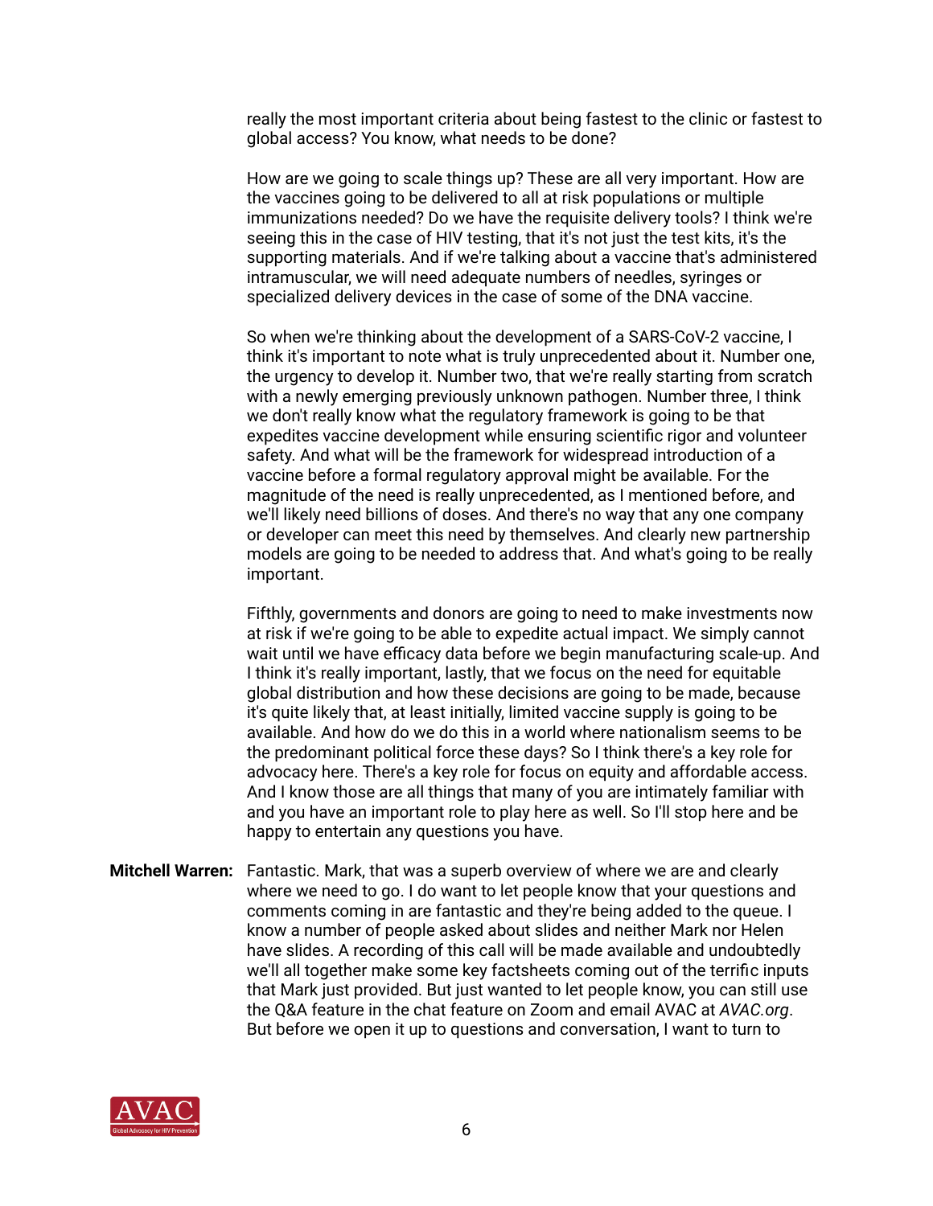really the most important criteria about being fastest to the clinic or fastest to global access? You know, what needs to be done?

How are we going to scale things up? These are all very important. How are the vaccines going to be delivered to all at risk populations or multiple immunizations needed? Do we have the requisite delivery tools? I think we're seeing this in the case of HIV testing, that it's not just the test kits, it's the supporting materials. And if we're talking about a vaccine that's administered intramuscular, we will need adequate numbers of needles, syringes or specialized delivery devices in the case of some of the DNA vaccine.

So when we're thinking about the development of a SARS-CoV-2 vaccine, I think it's important to note what is truly unprecedented about it. Number one, the urgency to develop it. Number two, that we're really starting from scratch with a newly emerging previously unknown pathogen. Number three, I think we don't really know what the regulatory framework is going to be that expedites vaccine development while ensuring scientific rigor and volunteer safety. And what will be the framework for widespread introduction of a vaccine before a formal regulatory approval might be available. For the magnitude of the need is really unprecedented, as I mentioned before, and we'll likely need billions of doses. And there's no way that any one company or developer can meet this need by themselves. And clearly new partnership models are going to be needed to address that. And what's going to be really important.

Fifthly, governments and donors are going to need to make investments now at risk if we're going to be able to expedite actual impact. We simply cannot wait until we have efficacy data before we begin manufacturing scale-up. And I think it's really important, lastly, that we focus on the need for equitable global distribution and how these decisions are going to be made, because it's quite likely that, at least initially, limited vaccine supply is going to be available. And how do we do this in a world where nationalism seems to be the predominant political force these days? So I think there's a key role for advocacy here. There's a key role for focus on equity and affordable access. And I know those are all things that many of you are intimately familiar with and you have an important role to play here as well. So I'll stop here and be happy to entertain any questions you have.

**Mitchell Warren:** Fantastic. Mark, that was a superb overview of where we are and clearly where we need to go. I do want to let people know that your questions and comments coming in are fantastic and they're being added to the queue. I know a number of people asked about slides and neither Mark nor Helen have slides. A recording of this call will be made available and undoubtedly we'll all together make some key factsheets coming out of the terrific inputs that Mark just provided. But just wanted to let people know, you can still use the Q&A feature in the chat feature on Zoom and email AVAC at *AVAC.org*. But before we open it up to questions and conversation, I want to turn to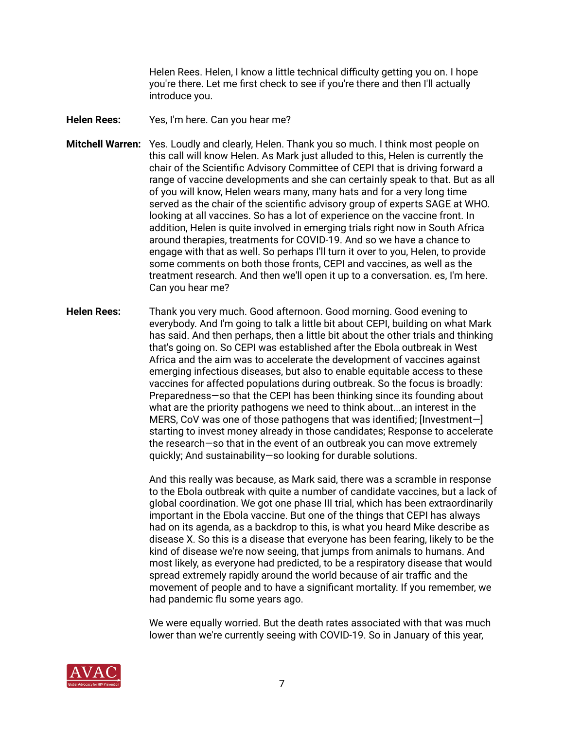Helen Rees. Helen, I know a little technical difficulty getting you on. I hope you're there. Let me first check to see if you're there and then I'll actually introduce you.

**Helen Rees:** Yes, I'm here. Can you hear me?

**Mitchell Warren:** Yes. Loudly and clearly, Helen. Thank you so much. I think most people on this call will know Helen. As Mark just alluded to this, Helen is currently the chair of the Scientific Advisory Committee of CEPI that is driving forward a range of vaccine developments and she can certainly speak to that. But as all of you will know, Helen wears many, many hats and for a very long time served as the chair of the scientific advisory group of experts SAGE at WHO. looking at all vaccines. So has a lot of experience on the vaccine front. In addition, Helen is quite involved in emerging trials right now in South Africa around therapies, treatments for COVID-19. And so we have a chance to engage with that as well. So perhaps I'll turn it over to you, Helen, to provide some comments on both those fronts, CEPI and vaccines, as well as the treatment research. And then we'll open it up to a conversation. es, I'm here. Can you hear me?

**Helen Rees:** Thank you very much. Good afternoon. Good morning. Good evening to everybody. And I'm going to talk a little bit about CEPI, building on what Mark has said. And then perhaps, then a little bit about the other trials and thinking that's going on. So CEPI was established after the Ebola outbreak in West Africa and the aim was to accelerate the development of vaccines against emerging infectious diseases, but also to enable equitable access to these vaccines for affected populations during outbreak. So the focus is broadly: Preparedness—so that the CEPI has been thinking since its founding about what are the priority pathogens we need to think about...an interest in the MERS, CoV was one of those pathogens that was identified; [Investment—] starting to invest money already in those candidates; Response to accelerate the research—so that in the event of an outbreak you can move extremely quickly; And sustainability—so looking for durable solutions.

And this really was because, as Mark said, there was a scramble in response to the Ebola outbreak with quite a number of candidate vaccines, but a lack of global coordination. We got one phase III trial, which has been extraordinarily important in the Ebola vaccine. But one of the things that CEPI has always had on its agenda, as a backdrop to this, is what you heard Mike describe as disease X. So this is a disease that everyone has been fearing, likely to be the kind of disease we're now seeing, that jumps from animals to humans. And most likely, as everyone had predicted, to be a respiratory disease that would spread extremely rapidly around the world because of air traffic and the movement of people and to have a significant mortality. If you remember, we had pandemic flu some years ago.

We were equally worried. But the death rates associated with that was much lower than we're currently seeing with COVID-19. So in January of this year,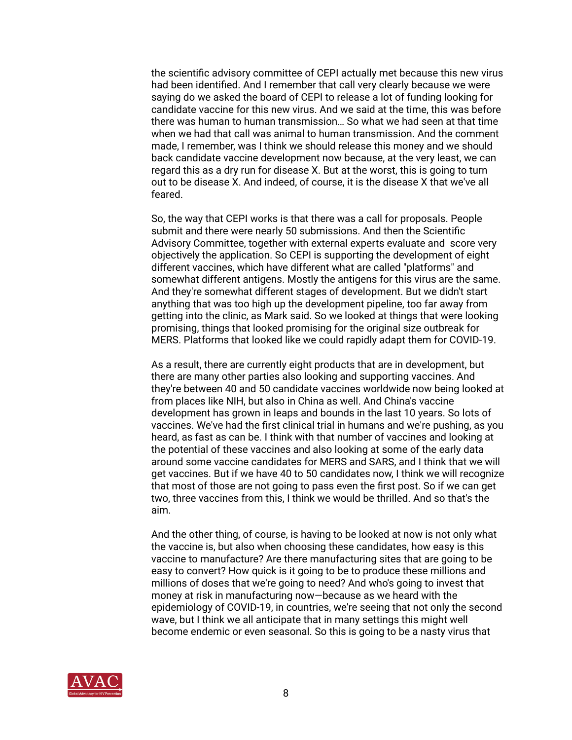the scientific advisory committee of CEPI actually met because this new virus had been identified. And I remember that call very clearly because we were saying do we asked the board of CEPI to release a lot of funding looking for candidate vaccine for this new virus. And we said at the time, this was before there was human to human transmission… So what we had seen at that time when we had that call was animal to human transmission. And the comment made, I remember, was I think we should release this money and we should back candidate vaccine development now because, at the very least, we can regard this as a dry run for disease X. But at the worst, this is going to turn out to be disease X. And indeed, of course, it is the disease X that we've all feared.

So, the way that CEPI works is that there was a call for proposals. People submit and there were nearly 50 submissions. And then the Scientific Advisory Committee, together with external experts evaluate and score very objectively the application. So CEPI is supporting the development of eight different vaccines, which have different what are called "platforms" and somewhat different antigens. Mostly the antigens for this virus are the same. And they're somewhat different stages of development. But we didn't start anything that was too high up the development pipeline, too far away from getting into the clinic, as Mark said. So we looked at things that were looking promising, things that looked promising for the original size outbreak for MERS. Platforms that looked like we could rapidly adapt them for COVID-19.

As a result, there are currently eight products that are in development, but there are many other parties also looking and supporting vaccines. And they're between 40 and 50 candidate vaccines worldwide now being looked at from places like NIH, but also in China as well. And China's vaccine development has grown in leaps and bounds in the last 10 years. So lots of vaccines. We've had the first clinical trial in humans and we're pushing, as you heard, as fast as can be. I think with that number of vaccines and looking at the potential of these vaccines and also looking at some of the early data around some vaccine candidates for MERS and SARS, and I think that we will get vaccines. But if we have 40 to 50 candidates now, I think we will recognize that most of those are not going to pass even the first post. So if we can get two, three vaccines from this, I think we would be thrilled. And so that's the aim.

And the other thing, of course, is having to be looked at now is not only what the vaccine is, but also when choosing these candidates, how easy is this vaccine to manufacture? Are there manufacturing sites that are going to be easy to convert? How quick is it going to be to produce these millions and millions of doses that we're going to need? And who's going to invest that money at risk in manufacturing now—because as we heard with the epidemiology of COVID-19, in countries, we're seeing that not only the second wave, but I think we all anticipate that in many settings this might well become endemic or even seasonal. So this is going to be a nasty virus that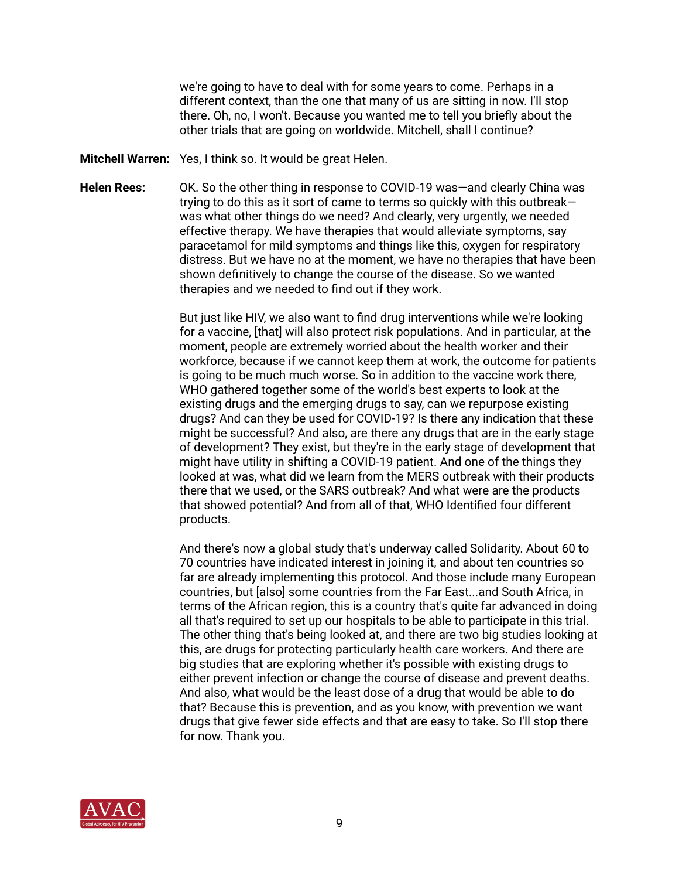we're going to have to deal with for some years to come. Perhaps in a different context, than the one that many of us are sitting in now. I'll stop there. Oh, no, I won't. Because you wanted me to tell you briefly about the other trials that are going on worldwide. Mitchell, shall I continue?

**Mitchell Warren:** Yes, I think so. It would be great Helen.

**Helen Rees:** OK. So the other thing in response to COVID-19 was—and clearly China was trying to do this as it sort of came to terms so quickly with this outbreak—was what other things do we need? And clearly, very urgently, we needed effective therapy. We have therapies that would alleviate symptoms, say paracetamol for mild symptoms and things like this, oxygen for respiratory distress. But we have no at the moment, we have no therapies that have been shown definitively to change the course of the disease. So we wanted therapies and we needed to find out if they work.

But just like HIV, we also want to find drug interventions while we're looking for a vaccine, [that] will also protect risk populations. And in particular, at the moment, people are extremely worried about the health worker and their workforce, because if we cannot keep them at work, the outcome for patients is going to be much much worse. So in addition to the vaccine work there, WHO gathered together some of the world's best experts to look at the existing drugs and the emerging drugs to say, can we repurpose existing drugs? And can they be used for COVID-19? Is there any indication that these might be successful? And also, are there any drugs that are in the early stage of development? They exist, but they're in the early stage of development that might have utility in shifting a COVID-19 patient. And one of the things they looked at was, what did we learn from the MERS outbreak with their products there that we used, or the SARS outbreak? And what were are the products that showed potential? And from all of that, WHO Identified four different products.

And there's now a global study that's underway called Solidarity. About 60 to 70 countries have indicated interest in joining it, and about ten countries so far are already implementing this protocol. And those include many European countries, but [also] some countries from the Far East...and South Africa, in terms of the African region, this is a country that's quite far advanced in doing all that's required to set up our hospitals to be able to participate in this trial. The other thing that's being looked at, and there are two big studies looking at this, are drugs for protecting particularly health care workers. And there are big studies that are exploring whether it's possible with existing drugs to either prevent infection or change the course of disease and prevent deaths. And also, what would be the least dose of a drug that would be able to do that? Because this is prevention, and as you know, with prevention we want drugs that give fewer side effects and that are easy to take. So I'll stop there for now. Thank you.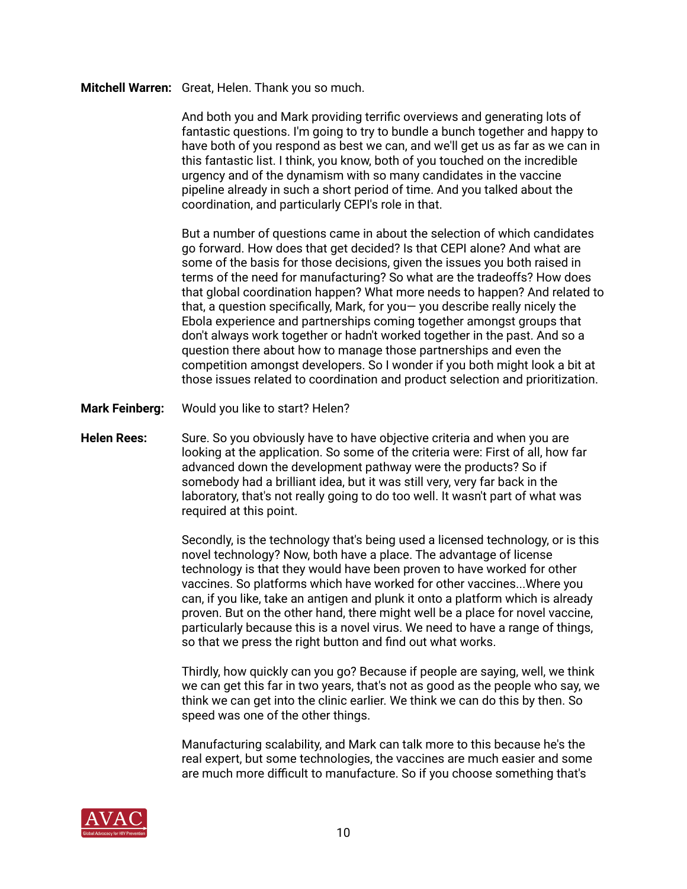**Mitchell Warren:** Great, Helen. Thank you so much.

And both you and Mark providing terrific overviews and generating lots of fantastic questions. I'm going to try to bundle a bunch together and happy to have both of you respond as best we can, and we'll get us as far as we can in this fantastic list. I think, you know, both of you touched on the incredible urgency and of the dynamism with so many candidates in the vaccine pipeline already in such a short period of time. And you talked about the coordination, and particularly CEPI's role in that.

But a number of questions came in about the selection of which candidates go forward. How does that get decided? Is that CEPI alone? And what are some of the basis for those decisions, given the issues you both raised in terms of the need for manufacturing? So what are the tradeoffs? How does that global coordination happen? What more needs to happen? And related to that, a question specifically, Mark, for you— you describe really nicely the Ebola experience and partnerships coming together amongst groups that don't always work together or hadn't worked together in the past. And so a question there about how to manage those partnerships and even the competition amongst developers. So I wonder if you both might look a bit at those issues related to coordination and product selection and prioritization.

**Mark Feinberg:** Would you like to start? Helen?

**Helen Rees:** Sure. So you obviously have to have objective criteria and when you are looking at the application. So some of the criteria were: First of all, how far advanced down the development pathway were the products? So if somebody had a brilliant idea, but it was still very, very far back in the laboratory, that's not really going to do too well. It wasn't part of what was required at this point.

Secondly, is the technology that's being used a licensed technology, or is this novel technology? Now, both have a place. The advantage of license technology is that they would have been proven to have worked for other vaccines. So platforms which have worked for other vaccines...Where you can, if you like, take an antigen and plunk it onto a platform which is already proven. But on the other hand, there might well be a place for novel vaccine, particularly because this is a novel virus. We need to have a range of things, so that we press the right button and find out what works.

Thirdly, how quickly can you go? Because if people are saying, well, we think we can get this far in two years, that's not as good as the people who say, we think we can get into the clinic earlier. We think we can do this by then. So speed was one of the other things.

Manufacturing scalability, and Mark can talk more to this because he's the real expert, but some technologies, the vaccines are much easier and some are much more difficult to manufacture. So if you choose something that's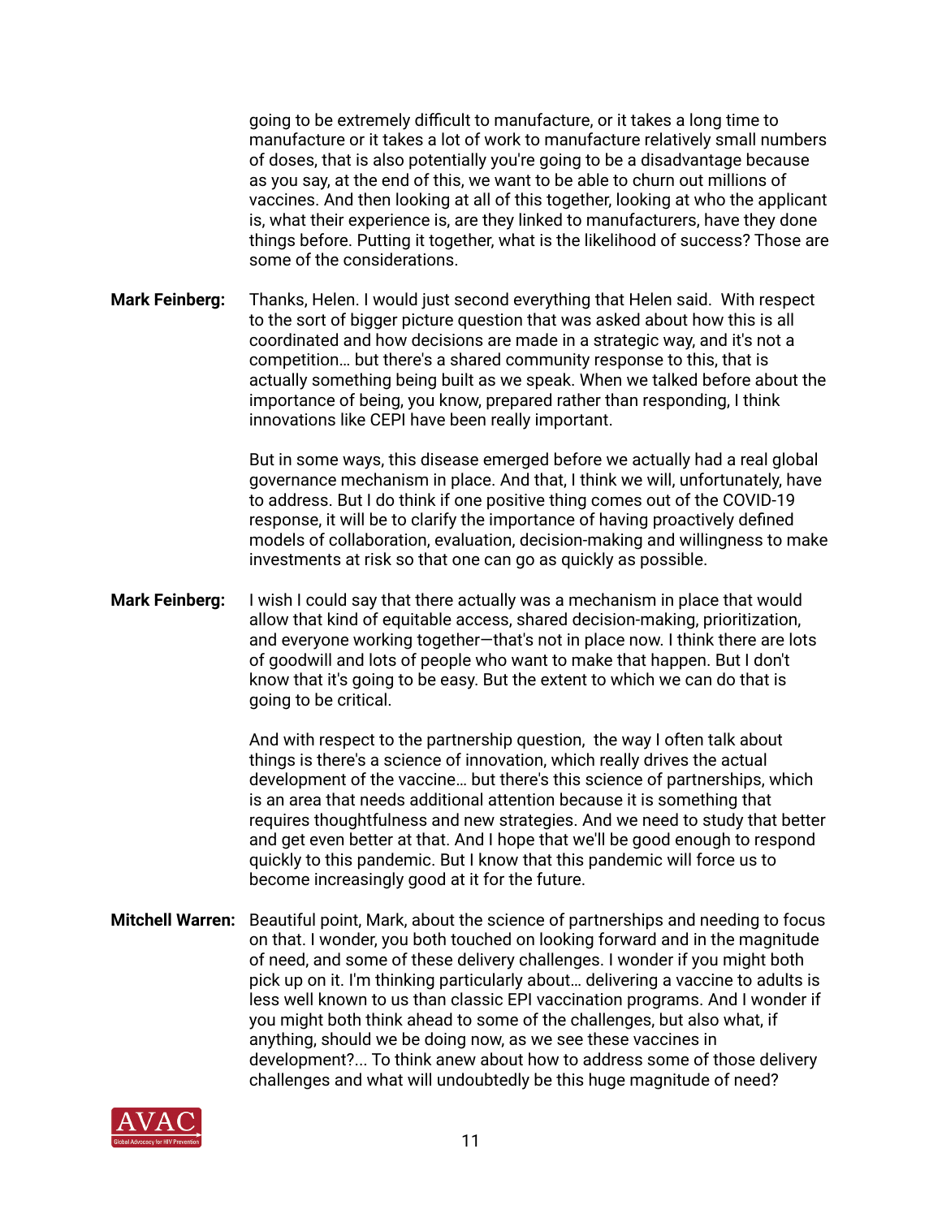going to be extremely difficult to manufacture, or it takes a long time to manufacture or it takes a lot of work to manufacture relatively small numbers of doses, that is also potentially you're going to be a disadvantage because as you say, at the end of this, we want to be able to churn out millions of vaccines. And then looking at all of this together, looking at who the applicant is, what their experience is, are they linked to manufacturers, have they done things before. Putting it together, what is the likelihood of success? Those are some of the considerations.

**Mark Feinberg:** Thanks, Helen. I would just second everything that Helen said. With respect to the sort of bigger picture question that was asked about how this is all coordinated and how decisions are made in a strategic way, and it's not a competition… but there's a shared community response to this, that is actually something being built as we speak. When we talked before about the importance of being, you know, prepared rather than responding, I think innovations like CEPI have been really important.

But in some ways, this disease emerged before we actually had a real global governance mechanism in place. And that, I think we will, unfortunately, have to address. But I do think if one positive thing comes out of the COVID-19 response, it will be to clarify the importance of having proactively defined models of collaboration, evaluation, decision-making and willingness to make investments at risk so that one can go as quickly as possible.

**Mark Feinberg:** I wish I could say that there actually was a mechanism in place that would allow that kind of equitable access, shared decision-making, prioritization, and everyone working together—that's not in place now. I think there are lots of goodwill and lots of people who want to make that happen. But I don't know that it's going to be easy. But the extent to which we can do that is going to be critical.

And with respect to the partnership question, the way I often talk about things is there's a science of innovation, which really drives the actual development of the vaccine… but there's this science of partnerships, which is an area that needs additional attention because it is something that requires thoughtfulness and new strategies. And we need to study that better and get even better at that. And I hope that we'll be good enough to respond quickly to this pandemic. But I know that this pandemic will force us to become increasingly good at it for the future.

**Mitchell Warren:** Beautiful point, Mark, about the science of partnerships and needing to focus on that. I wonder, you both touched on looking forward and in the magnitude of need, and some of these delivery challenges. I wonder if you might both pick up on it. I'm thinking particularly about… delivering a vaccine to adults is less well known to us than classic EPI vaccination programs. And I wonder if you might both think ahead to some of the challenges, but also what, if anything, should we be doing now, as we see these vaccines in development?... To think anew about how to address some of those delivery challenges and what will undoubtedly be this huge magnitude of need?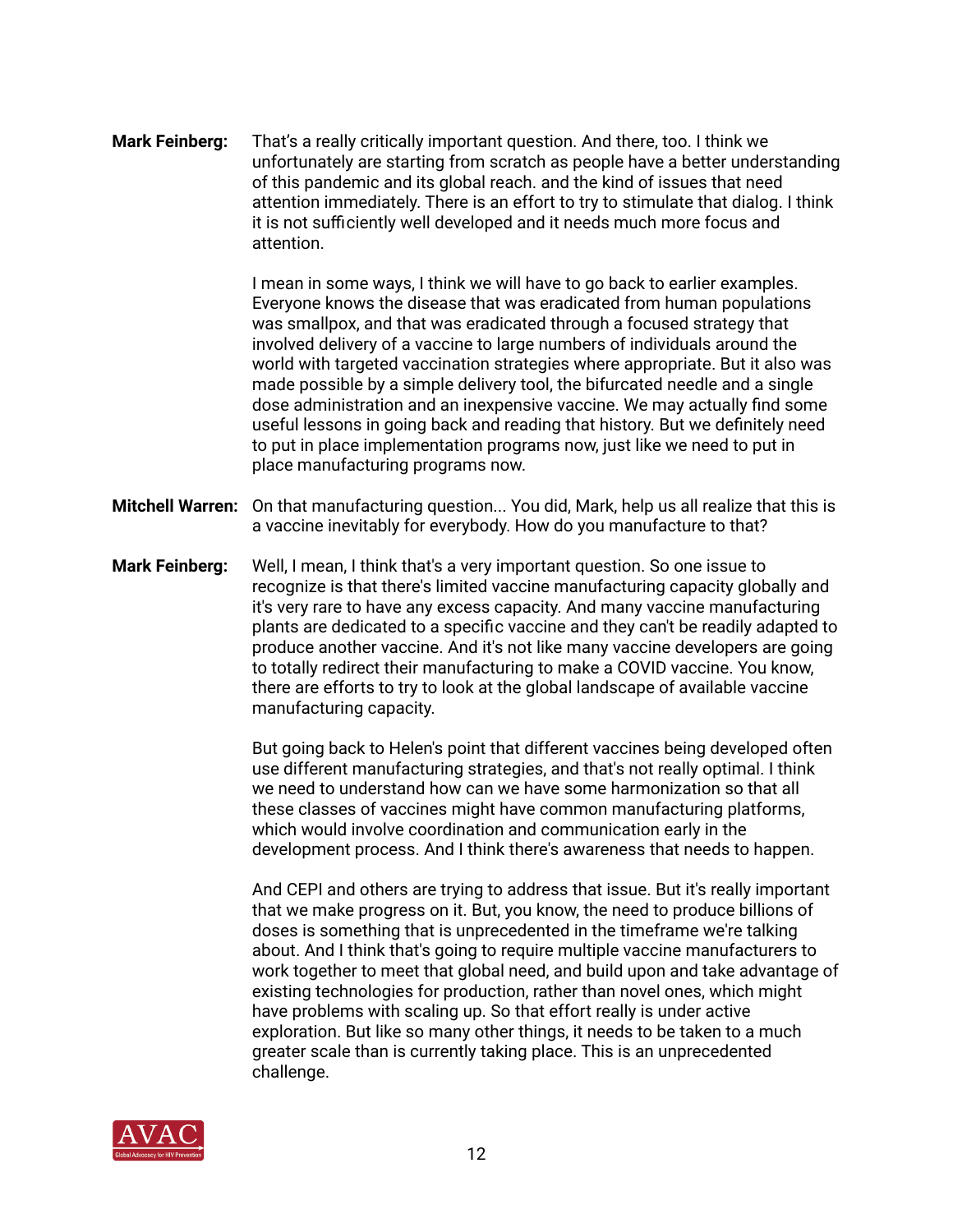**Mark Feinberg:** That's a really critically important question. And there, too. I think we unfortunately are starting from scratch as people have a better understanding of this pandemic and its global reach. and the kind of issues that need attention immediately. There is an effort to try to stimulate that dialog. I think it is not sufficiently well developed and it needs much more focus and attention.

I mean in some ways, I think we will have to go back to earlier examples. Everyone knows the disease that was eradicated from human populations was smallpox, and that was eradicated through a focused strategy that involved delivery of a vaccine to large numbers of individuals around the world with targeted vaccination strategies where appropriate. But it also was made possible by a simple delivery tool, the bifurcated needle and a single dose administration and an inexpensive vaccine. We may actually find some useful lessons in going back and reading that history. But we definitely need to put in place implementation programs now, just like we need to put in place manufacturing programs now.

**Mitchell Warren:** On that manufacturing question... You did, Mark, help us all realize that this is a vaccine inevitably for everybody. How do you manufacture to that?

**Mark Feinberg:** Well, I mean, I think that's a very important question. So one issue to recognize is that there's limited vaccine manufacturing capacity globally and it's very rare to have any excess capacity. And many vaccine manufacturing plants are dedicated to a specific vaccine and they can't be readily adapted to produce another vaccine. And it's not like many vaccine developers are going to totally redirect their manufacturing to make a COVID vaccine. You know, there are efforts to try to look at the global landscape of available vaccine manufacturing capacity.

But going back to Helen's point that different vaccines being developed often use different manufacturing strategies, and that's not really optimal. I think we need to understand how can we have some harmonization so that all these classes of vaccines might have common manufacturing platforms, which would involve coordination and communication early in the development process. And I think there's awareness that needs to happen.

And CEPI and others are trying to address that issue. But it's really important that we make progress on it. But, you know, the need to produce billions of doses is something that is unprecedented in the timeframe we're talking about. And I think that's going to require multiple vaccine manufacturers to work together to meet that global need, and build upon and take advantage of existing technologies for production, rather than novel ones, which might have problems with scaling up. So that effort really is under active exploration. But like so many other things, it needs to be taken to a much greater scale than is currently taking place. This is an unprecedented challenge.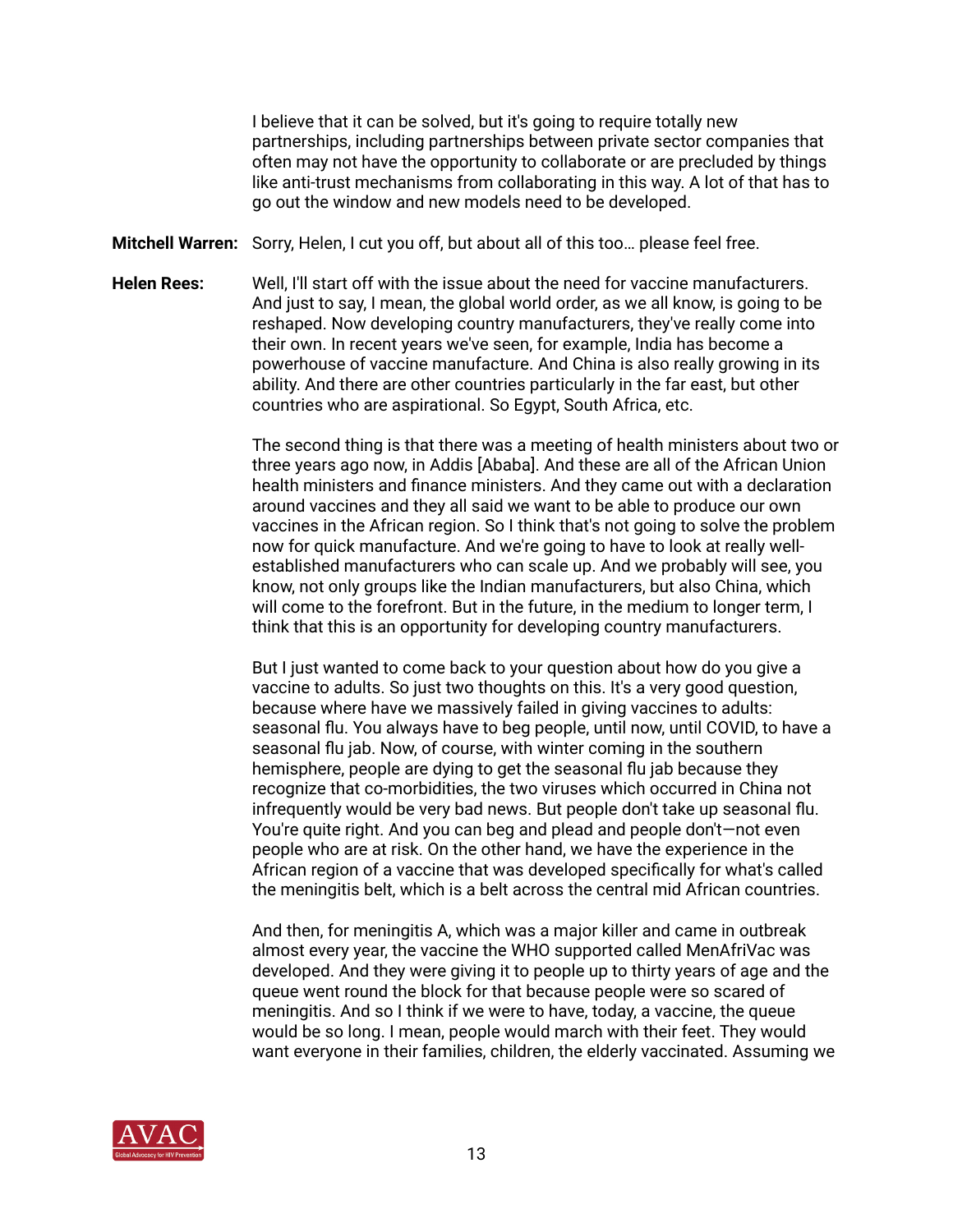I believe that it can be solved, but it's going to require totally new partnerships, including partnerships between private sector companies that often may not have the opportunity to collaborate or are precluded by things like anti-trust mechanisms from collaborating in this way. A lot of that has to go out the window and new models need to be developed.

**Mitchell Warren:** Sorry, Helen, I cut you off, but about all of this too… please feel free.

**Helen Rees:** Well, I'll start off with the issue about the need for vaccine manufacturers. And just to say, I mean, the global world order, as we all know, is going to be reshaped. Now developing country manufacturers, they've really come into their own. In recent years we've seen, for example, India has become a powerhouse of vaccine manufacture. And China is also really growing in its ability. And there are other countries particularly in the far east, but other countries who are aspirational. So Egypt, South Africa, etc.

The second thing is that there was a meeting of health ministers about two or three years ago now, in Addis [Ababa]. And these are all of the African Union health ministers and finance ministers. And they came out with a declaration around vaccines and they all said we want to be able to produce our own vaccines in the African region. So I think that's not going to solve the problem now for quick manufacture. And we're going to have to look at really well-established manufacturers who can scale up. And we probably will see, you know, not only groups like the Indian manufacturers, but also China, which will come to the forefront. But in the future, in the medium to longer term, I think that this is an opportunity for developing country manufacturers.

But I just wanted to come back to your question about how do you give a vaccine to adults. So just two thoughts on this. It's a very good question, because where have we massively failed in giving vaccines to adults: seasonal flu. You always have to beg people, until now, until COVID, to have a seasonal flu jab. Now, of course, with winter coming in the southern hemisphere, people are dying to get the seasonal flu jab because they recognize that co-morbidities, the two viruses which occurred in China not infrequently would be very bad news. But people don't take up seasonal flu. You're quite right. And you can beg and plead and people don't—not even people who are at risk. On the other hand, we have the experience in the African region of a vaccine that was developed specifically for what's called the meningitis belt, which is a belt across the central mid African countries.

And then, for meningitis A, which was a major killer and came in outbreak almost every year, the vaccine the WHO supported called MenAfriVac was developed. And they were giving it to people up to thirty years of age and the queue went round the block for that because people were so scared of meningitis. And so I think if we were to have, today, a vaccine, the queue would be so long. I mean, people would march with their feet. They would want everyone in their families, children, the elderly vaccinated. Assuming we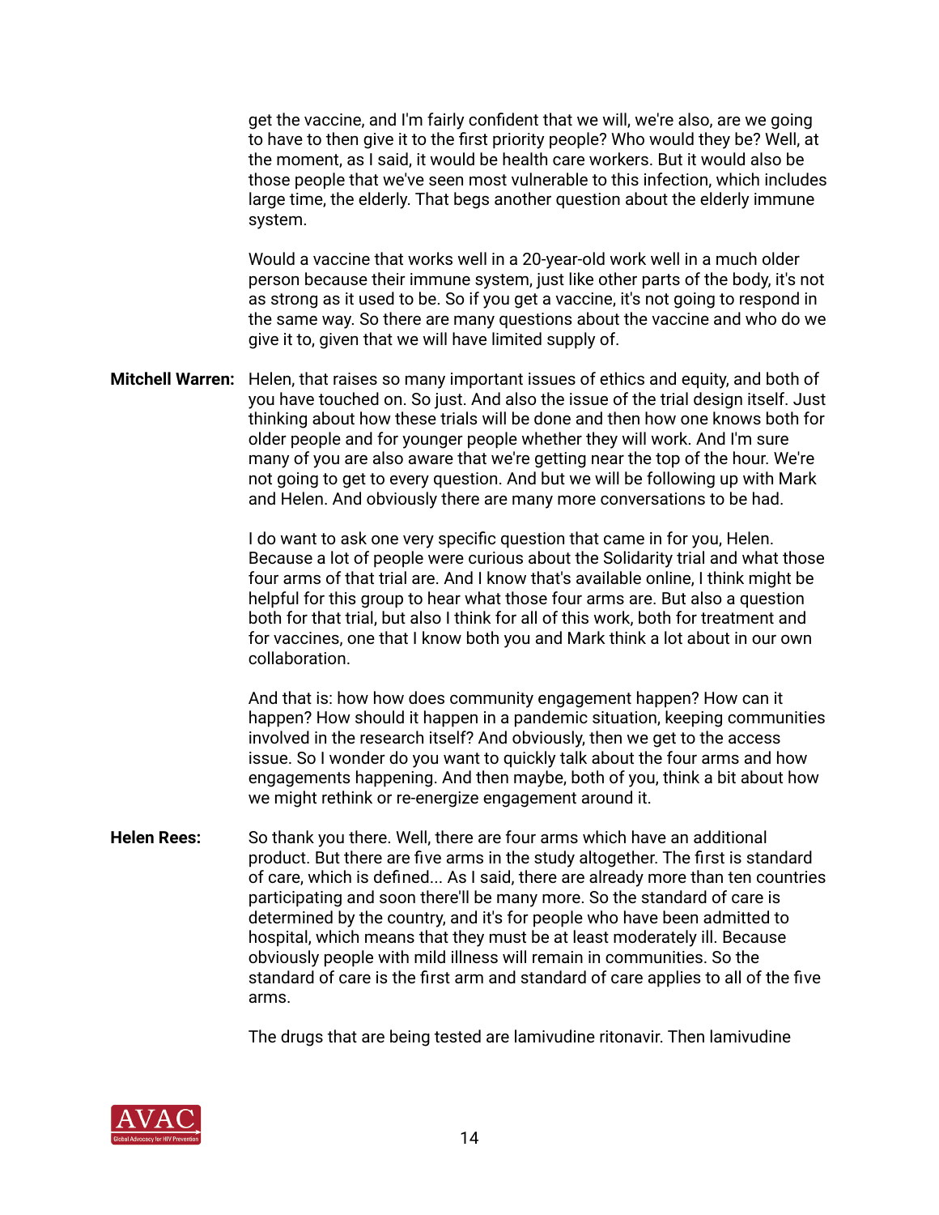get the vaccine, and I'm fairly confident that we will, we're also, are we going to have to then give it to the first priority people? Who would they be? Well, at the moment, as I said, it would be health care workers. But it would also be those people that we've seen most vulnerable to this infection, which includes large time, the elderly. That begs another question about the elderly immune system.

Would a vaccine that works well in a 20-year-old work well in a much older person because their immune system, just like other parts of the body, it's not as strong as it used to be. So if you get a vaccine, it's not going to respond in the same way. So there are many questions about the vaccine and who do we give it to, given that we will have limited supply of.

**Mitchell Warren:** Helen, that raises so many important issues of ethics and equity, and both of you have touched on. So just. And also the issue of the trial design itself. Just thinking about how these trials will be done and then how one knows both for older people and for younger people whether they will work. And I'm sure many of you are also aware that we're getting near the top of the hour. We're not going to get to every question. And but we will be following up with Mark and Helen. And obviously there are many more conversations to be had.

I do want to ask one very specific question that came in for you, Helen. Because a lot of people were curious about the Solidarity trial and what those four arms of that trial are. And I know that's available online, I think might be helpful for this group to hear what those four arms are. But also a question both for that trial, but also I think for all of this work, both for treatment and for vaccines, one that I know both you and Mark think a lot about in our own collaboration.

And that is: how how does community engagement happen? How can it happen? How should it happen in a pandemic situation, keeping communities involved in the research itself? And obviously, then we get to the access issue. So I wonder do you want to quickly talk about the four arms and how engagements happening. And then maybe, both of you, think a bit about how we might rethink or re-energize engagement around it.

**Helen Rees:** So thank you there. Well, there are four arms which have an additional product. But there are five arms in the study altogether. The first is standard of care, which is defined... As I said, there are already more than ten countries participating and soon there'll be many more. So the standard of care is determined by the country, and it's for people who have been admitted to hospital, which means that they must be at least moderately ill. Because obviously people with mild illness will remain in communities. So the standard of care is the first arm and standard of care applies to all of the five arms.

The drugs that are being tested are lamivudine ritonavir. Then lamivudine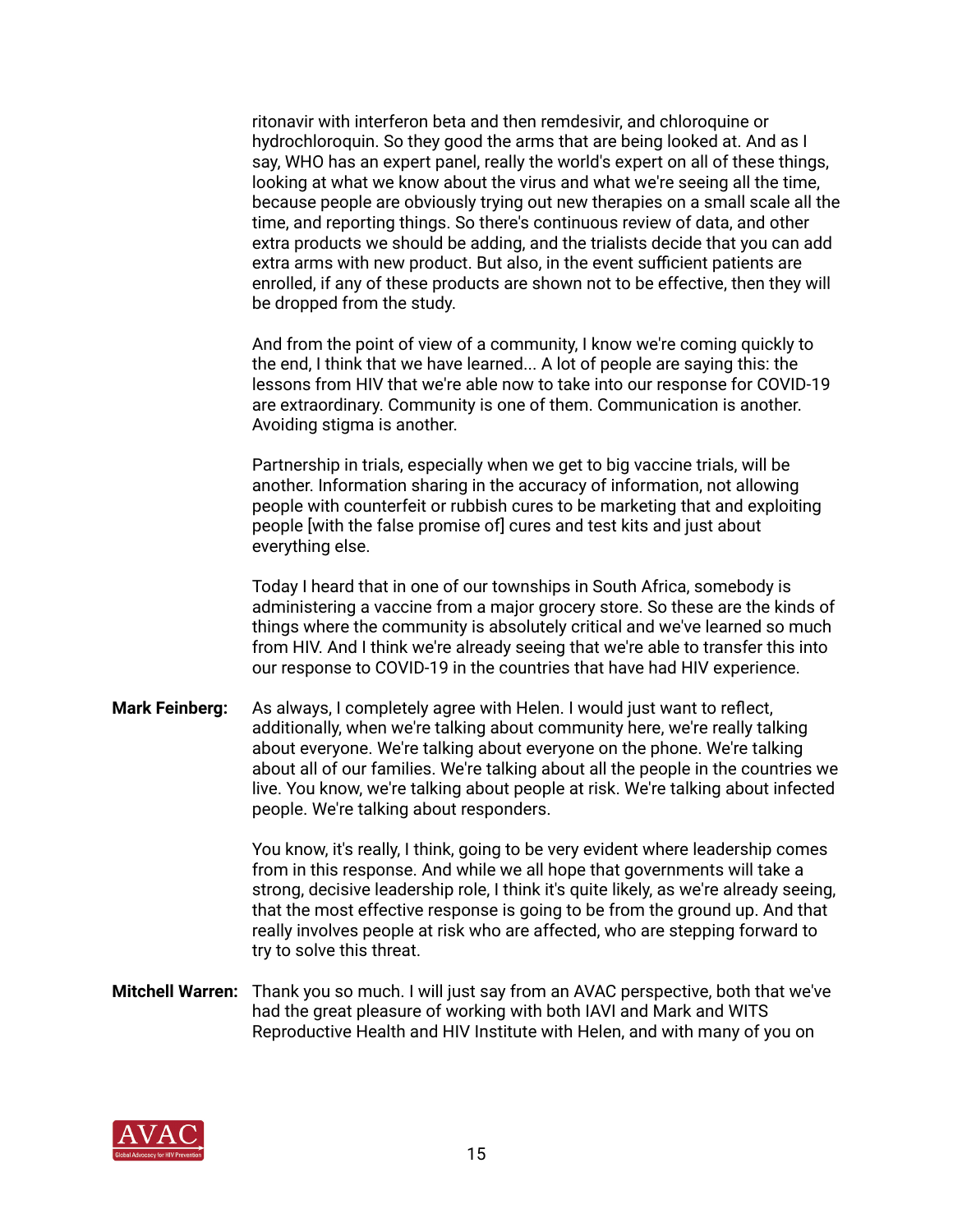ritonavir with interferon beta and then remdesivir, and chloroquine or hydrochloroquin. So they good the arms that are being looked at. And as I say, WHO has an expert panel, really the world's expert on all of these things, looking at what we know about the virus and what we're seeing all the time, because people are obviously trying out new therapies on a small scale all the time, and reporting things. So there's continuous review of data, and other extra products we should be adding, and the trialists decide that you can add extra arms with new product. But also, in the event sufficient patients are enrolled, if any of these products are shown not to be effective, then they will be dropped from the study.

And from the point of view of a community, I know we're coming quickly to the end, I think that we have learned... A lot of people are saying this: the lessons from HIV that we're able now to take into our response for COVID-19 are extraordinary. Community is one of them. Communication is another. Avoiding stigma is another.

Partnership in trials, especially when we get to big vaccine trials, will be another. Information sharing in the accuracy of information, not allowing people with counterfeit or rubbish cures to be marketing that and exploiting people [with the false promise of] cures and test kits and just about everything else.

Today I heard that in one of our townships in South Africa, somebody is administering a vaccine from a major grocery store. So these are the kinds of things where the community is absolutely critical and we've learned so much from HIV. And I think we're already seeing that we're able to transfer this into our response to COVID-19 in the countries that have had HIV experience.

**Mark Feinberg:** As always, I completely agree with Helen. I would just want to reflect, additionally, when we're talking about community here, we're really talking about everyone. We're talking about everyone on the phone. We're talking about all of our families. We're talking about all the people in the countries we live. You know, we're talking about people at risk. We're talking about infected people. We're talking about responders.

You know, it's really, I think, going to be very evident where leadership comes from in this response. And while we all hope that governments will take a strong, decisive leadership role, I think it's quite likely, as we're already seeing, that the most effective response is going to be from the ground up. And that really involves people at risk who are affected, who are stepping forward to try to solve this threat.

**Mitchell Warren:** Thank you so much. I will just say from an AVAC perspective, both that we've had the great pleasure of working with both IAVI and Mark and WITS Reproductive Health and HIV Institute with Helen, and with many of you on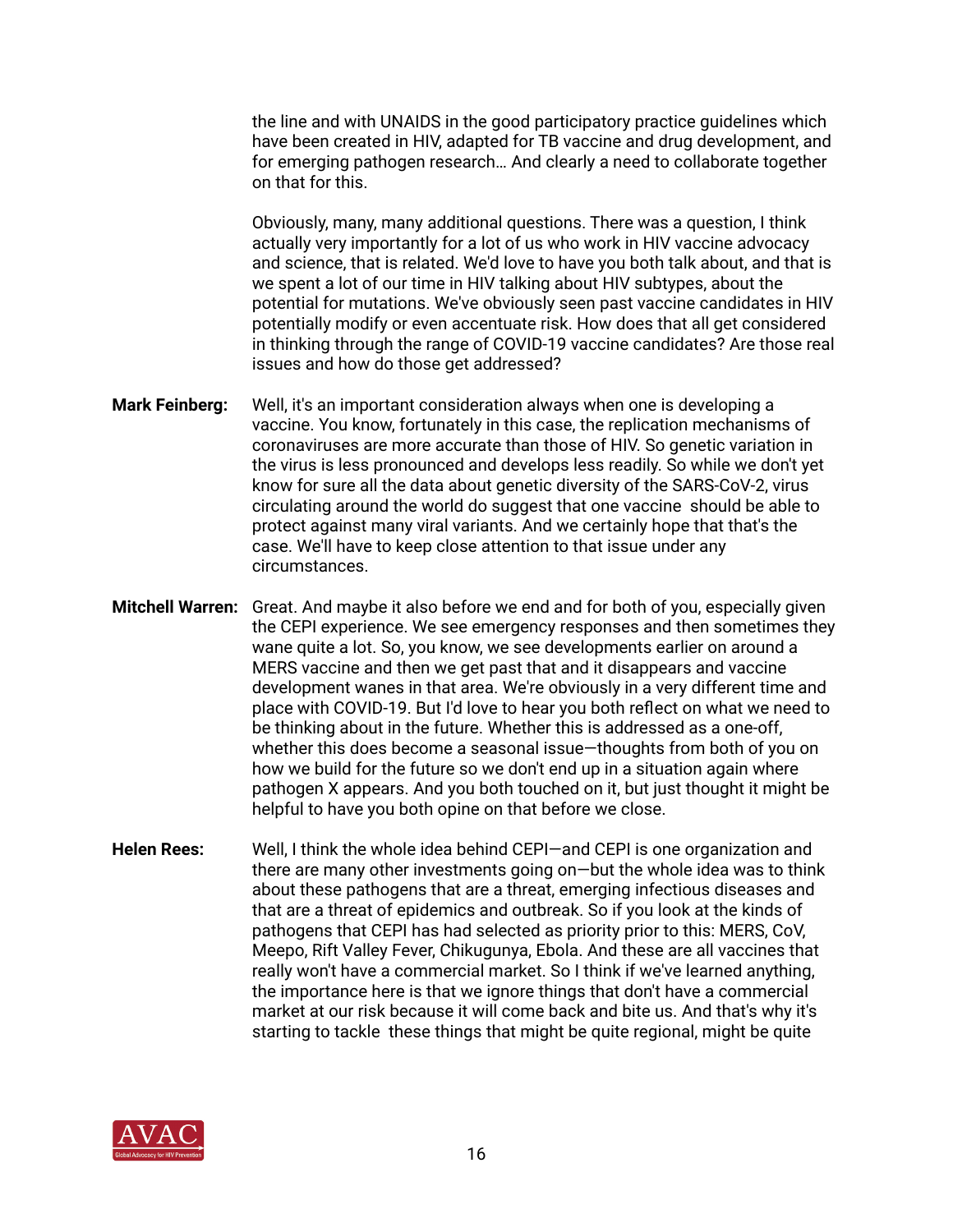the line and with UNAIDS in the good participatory practice guidelines which have been created in HIV, adapted for TB vaccine and drug development, and for emerging pathogen research… And clearly a need to collaborate together on that for this.

Obviously, many, many additional questions. There was a question, I think actually very importantly for a lot of us who work in HIV vaccine advocacy and science, that is related. We'd love to have you both talk about, and that is we spent a lot of our time in HIV talking about HIV subtypes, about the potential for mutations. We've obviously seen past vaccine candidates in HIV potentially modify or even accentuate risk. How does that all get considered in thinking through the range of COVID-19 vaccine candidates? Are those real issues and how do those get addressed?

**Mark Feinberg:** Well, it's an important consideration always when one is developing a vaccine. You know, fortunately in this case, the replication mechanisms of coronaviruses are more accurate than those of HIV. So genetic variation in the virus is less pronounced and develops less readily. So while we don't yet know for sure all the data about genetic diversity of the SARS-CoV-2, virus circulating around the world do suggest that one vaccine should be able to protect against many viral variants. And we certainly hope that that's the case. We'll have to keep close attention to that issue under any circumstances.

**Mitchell Warren:** Great. And maybe it also before we end and for both of you, especially given the CEPI experience. We see emergency responses and then sometimes they wane quite a lot. So, you know, we see developments earlier on around a MERS vaccine and then we get past that and it disappears and vaccine development wanes in that area. We're obviously in a very different time and place with COVID-19. But I'd love to hear you both reflect on what we need to be thinking about in the future. Whether this is addressed as a one-off, whether this does become a seasonal issue—thoughts from both of you on how we build for the future so we don't end up in a situation again where pathogen X appears. And you both touched on it, but just thought it might be helpful to have you both opine on that before we close.

**Helen Rees:** Well, I think the whole idea behind CEPI—and CEPI is one organization and there are many other investments going on—but the whole idea was to think about these pathogens that are a threat, emerging infectious diseases and that are a threat of epidemics and outbreak. So if you look at the kinds of pathogens that CEPI has had selected as priority prior to this: MERS, CoV, Meepo, Rift Valley Fever, Chikugunya, Ebola. And these are all vaccines that really won't have a commercial market. So I think if we've learned anything, the importance here is that we ignore things that don't have a commercial market at our risk because it will come back and bite us. And that's why it's starting to tackle these things that might be quite regional, might be quite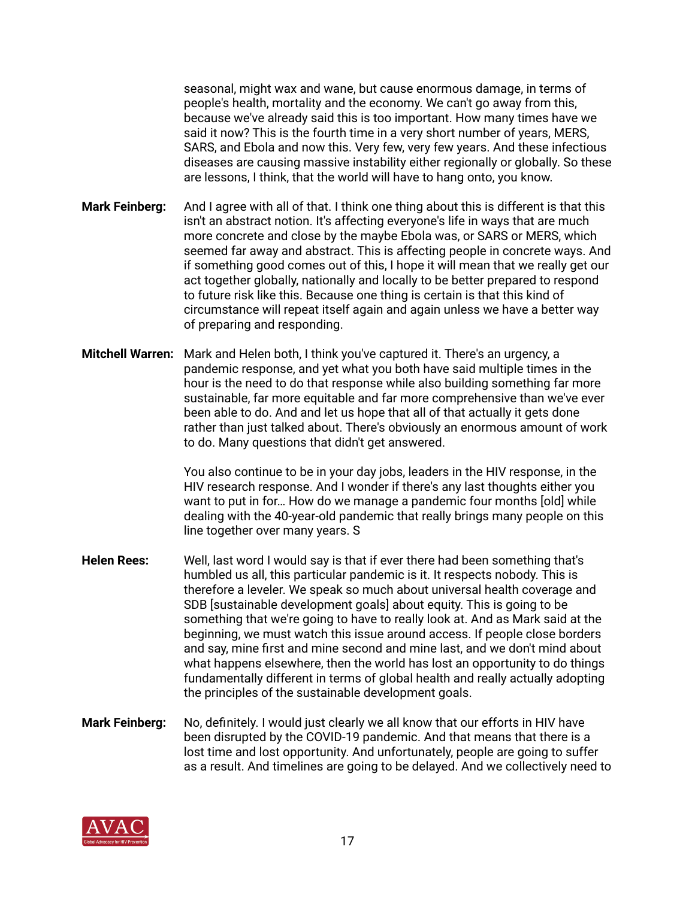seasonal, might wax and wane, but cause enormous damage, in terms of people's health, mortality and the economy. We can't go away from this, because we've already said this is too important. How many times have we said it now? This is the fourth time in a very short number of years, MERS, SARS, and Ebola and now this. Very few, very few years. And these infectious diseases are causing massive instability either regionally or globally. So these are lessons, I think, that the world will have to hang onto, you know.

**Mark Feinberg:** And I agree with all of that. I think one thing about this is different is that this isn't an abstract notion. It's affecting everyone's life in ways that are much more concrete and close by the maybe Ebola was, or SARS or MERS, which seemed far away and abstract. This is affecting people in concrete ways. And if something good comes out of this, I hope it will mean that we really get our act together globally, nationally and locally to be better prepared to respond to future risk like this. Because one thing is certain is that this kind of circumstance will repeat itself again and again unless we have a better way of preparing and responding.

**Mitchell Warren:** Mark and Helen both, I think you've captured it. There's an urgency, a pandemic response, and yet what you both have said multiple times in the hour is the need to do that response while also building something far more sustainable, far more equitable and far more comprehensive than we've ever been able to do. And and let us hope that all of that actually it gets done rather than just talked about. There's obviously an enormous amount of work to do. Many questions that didn't get answered.

You also continue to be in your day jobs, leaders in the HIV response, in the HIV research response. And I wonder if there's any last thoughts either you want to put in for… How do we manage a pandemic four months [old] while dealing with the 40-year-old pandemic that really brings many people on this line together over many years. S

**Helen Rees:** Well, last word I would say is that if ever there had been something that's humbled us all, this particular pandemic is it. It respects nobody. This is therefore a leveler. We speak so much about universal health coverage and SDB [sustainable development goals] about equity. This is going to be something that we're going to have to really look at. And as Mark said at the beginning, we must watch this issue around access. If people close borders and say, mine first and mine second and mine last, and we don't mind about what happens elsewhere, then the world has lost an opportunity to do things fundamentally different in terms of global health and really actually adopting the principles of the sustainable development goals.

**Mark Feinberg:** No, definitely. I would just clearly we all know that our efforts in HIV have been disrupted by the COVID-19 pandemic. And that means that there is a lost time and lost opportunity. And unfortunately, people are going to suffer as a result. And timelines are going to be delayed. And we collectively need to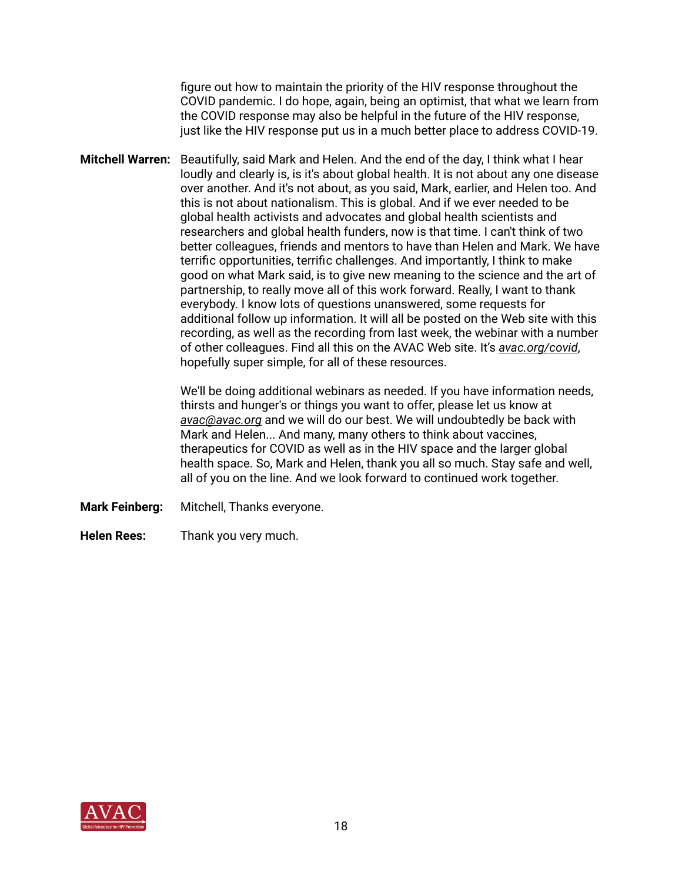figure out how to maintain the priority of the HIV response throughout the COVID pandemic. I do hope, again, being an optimist, that what we learn from the COVID response may also be helpful in the future of the HIV response, just like the HIV response put us in a much better place to address COVID-19.

**Mitchell Warren:** Beautifully, said Mark and Helen. And the end of the day, I think what I hear loudly and clearly is, is it's about global health. It is not about any one disease over another. And it's not about, as you said, Mark, earlier, and Helen too. And this is not about nationalism. This is global. And if we ever needed to be global health activists and advocates and global health scientists and researchers and global health funders, now is that time. I can't think of two better colleagues, friends and mentors to have than Helen and Mark. We have terrific opportunities, terrific challenges. And importantly, I think to make good on what Mark said, is to give new meaning to the science and the art of partnership, to really move all of this work forward. Really, I want to thank everybody. I know lots of questions unanswered, some requests for additional follow up information. It will all be posted on the Web site with this recording, as well as the recording from last week, the webinar with a number of other colleagues. Find all this on the AVAC Web site. It's *avac.org/covid*, hopefully super simple, for all of these resources.

We'll be doing additional webinars as needed. If you have information needs, thirsts and hunger's or things you want to offer, please let us know at *avac@avac.org* and we will do our best. We will undoubtedly be back with Mark and Helen... And many, many others to think about vaccines, therapeutics for COVID as well as in the HIV space and the larger global health space. So, Mark and Helen, thank you all so much. Stay safe and well, all of you on the line. And we look forward to continued work together.

**Mark Feinberg:** Mitchell, Thanks everyone.

**Helen Rees:** Thank you very much.